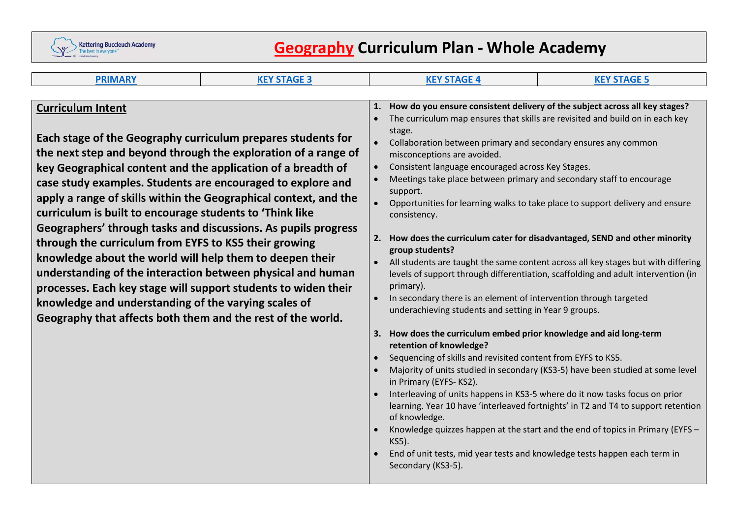Kettering Buccleuch Academy
The best in everyone™

# Geography Curriculum Plan - Whole Academy

| PRIMARY | KEY STAGE 3 | KEY STAGE 4 | KEY STAGE 5 |
| --- | --- | --- | --- |

## Curriculum Intent

**Each stage of the Geography curriculum prepares students for the next step and beyond through the exploration of a range of key Geographical content and the application of a breadth of case study examples. Students are encouraged to explore and apply a range of skills within the Geographical context, and the curriculum is built to encourage students to 'Think like Geographers' through tasks and discussions. As pupils progress through the curriculum from EYFS to KS5 their growing knowledge about the world will help them to deepen their understanding of the interaction between physical and human processes. Each key stage will support students to widen their knowledge and understanding of the varying scales of Geography that affects both them and the rest of the world.**

1. **How do you ensure consistent delivery of the subject across all key stages?**
   - The curriculum map ensures that skills are revisited and build on in each key stage.
   - Collaboration between primary and secondary ensures any common misconceptions are avoided.
   - Consistent language encouraged across Key Stages.
   - Meetings take place between primary and secondary staff to encourage support.
   - Opportunities for learning walks to take place to support delivery and ensure consistency.

2. **How does the curriculum cater for disadvantaged, SEND and other minority group students?**
   - All students are taught the same content across all key stages but with differing levels of support through differentiation, scaffolding and adult intervention (in primary).
   - In secondary there is an element of intervention through targeted underachieving students and setting in Year 9 groups.

3. **How does the curriculum embed prior knowledge and aid long-term retention of knowledge?**
   - Sequencing of skills and revisited content from EYFS to KS5.
   - Majority of units studied in secondary (KS3-5) have been studied at some level in Primary (EYFS- KS2).
   - Interleaving of units happens in KS3-5 where do it now tasks focus on prior learning. Year 10 have 'interleaved fortnights' in T2 and T4 to support retention of knowledge.
   - Knowledge quizzes happen at the start and the end of topics in Primary (EYFS – KS5).
   - End of unit tests, mid year tests and knowledge tests happen each term in Secondary (KS3-5).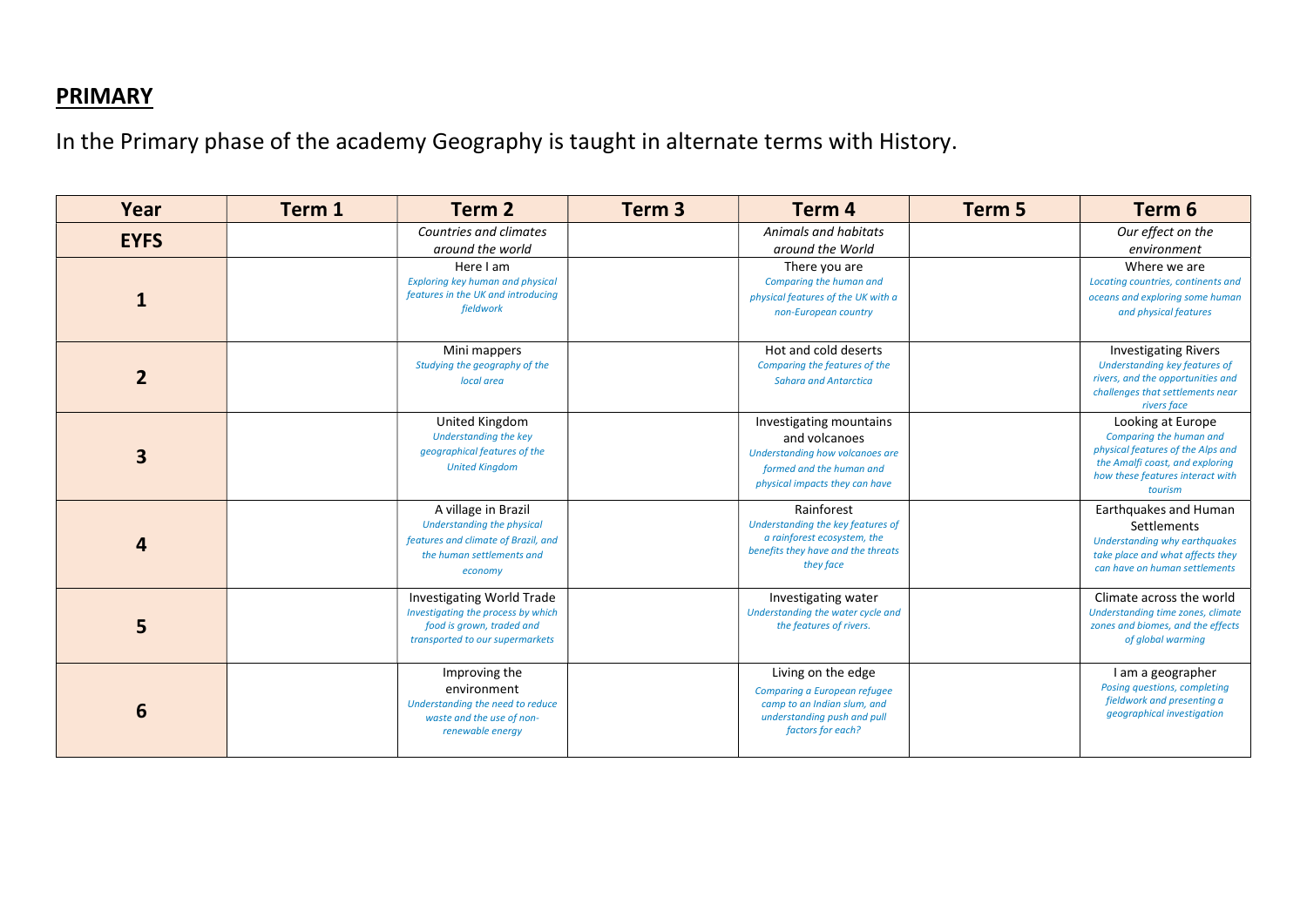## PRIMARY

In the Primary phase of the academy Geography is taught in alternate terms with History.

| Year | Term 1 | Term 2 | Term 3 | Term 4 | Term 5 | Term 6 |
|---|---|---|---|---|---|---|
| **EYFS** | | *Countries and climates around the world* | | *Animals and habitats around the World* | | *Our effect on the environment* |
| **1** | | Here I am<br>*Exploring key human and physical features in the UK and introducing fieldwork* | | There you are<br>*Comparing the human and physical features of the UK with a non-European country* | | Where we are<br>*Locating countries, continents and oceans and exploring some human and physical features* |
| **2** | | Mini mappers<br>*Studying the geography of the local area* | | Hot and cold deserts<br>*Comparing the features of the Sahara and Antarctica* | | Investigating Rivers<br>*Understanding key features of rivers, and the opportunities and challenges that settlements near rivers face* |
| **3** | | United Kingdom<br>*Understanding the key geographical features of the United Kingdom* | | Investigating mountains and volcanoes<br>*Understanding how volcanoes are formed and the human and physical impacts they can have* | | Looking at Europe<br>*Comparing the human and physical features of the Alps and the Amalfi coast, and exploring how these features interact with tourism* |
| **4** | | A village in Brazil<br>*Understanding the physical features and climate of Brazil, and the human settlements and economy* | | Rainforest<br>*Understanding the key features of a rainforest ecosystem, the benefits they have and the threats they face* | | Earthquakes and Human Settlements<br>*Understanding why earthquakes take place and what affects they can have on human settlements* |
| **5** | | Investigating World Trade<br>*Investigating the process by which food is grown, traded and transported to our supermarkets* | | Investigating water<br>*Understanding the water cycle and the features of rivers.* | | Climate across the world<br>*Understanding time zones, climate zones and biomes, and the effects of global warming* |
| **6** | | Improving the environment<br>*Understanding the need to reduce waste and the use of non-renewable energy* | | Living on the edge<br>*Comparing a European refugee camp to an Indian slum, and understanding push and pull factors for each?* | | I am a geographer<br>*Posing questions, completing fieldwork and presenting a geographical investigation* |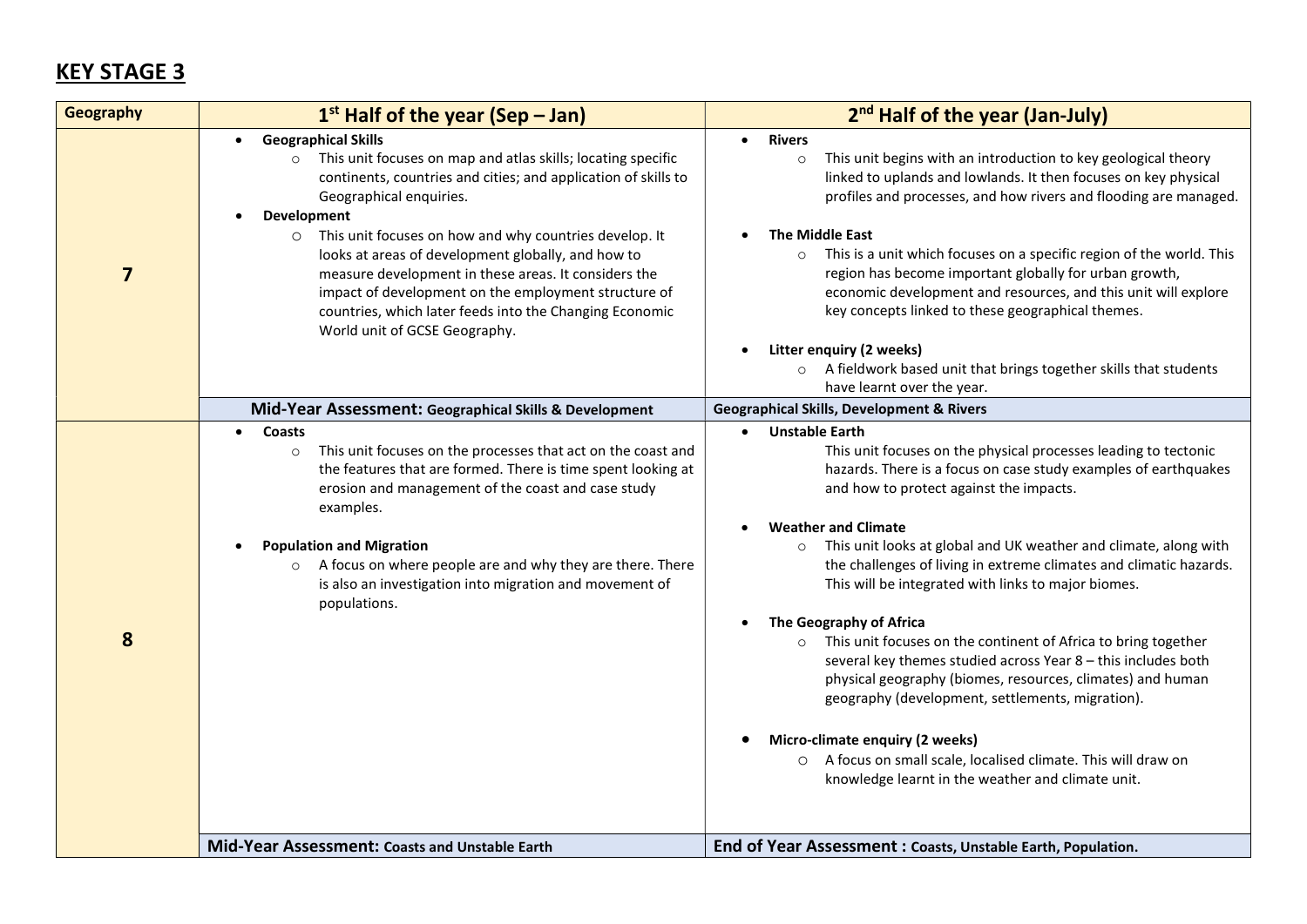## KEY STAGE 3

| Geography | 1st Half of the year (Sep – Jan) | 2nd Half of the year (Jan-July) |
|---|---|---|
| **7** | • **Geographical Skills**<br>  ○ This unit focuses on map and atlas skills; locating specific continents, countries and cities; and application of skills to Geographical enquiries.<br>• **Development**<br>  ○ This unit focuses on how and why countries develop. It looks at areas of development globally, and how to measure development in these areas. It considers the impact of development on the employment structure of countries, which later feeds into the Changing Economic World unit of GCSE Geography. | • **Rivers**<br>  ○ This unit begins with an introduction to key geological theory linked to uplands and lowlands. It then focuses on key physical profiles and processes, and how rivers and flooding are managed.<br>• **The Middle East**<br>  ○ This is a unit which focuses on a specific region of the world. This region has become important globally for urban growth, economic development and resources, and this unit will explore key concepts linked to these geographical themes.<br>• **Litter enquiry (2 weeks)**<br>  ○ A fieldwork based unit that brings together skills that students have learnt over the year. |
| | **Mid-Year Assessment: Geographical Skills & Development** | **Geographical Skills, Development & Rivers** |
| **8** | • **Coasts**<br>  ○ This unit focuses on the processes that act on the coast and the features that are formed. There is time spent looking at erosion and management of the coast and case study examples.<br>• **Population and Migration**<br>  ○ A focus on where people are and why they are there. There is also an investigation into migration and movement of populations. | • **Unstable Earth**<br>  This unit focuses on the physical processes leading to tectonic hazards. There is a focus on case study examples of earthquakes and how to protect against the impacts.<br>• **Weather and Climate**<br>  ○ This unit looks at global and UK weather and climate, along with the challenges of living in extreme climates and climatic hazards. This will be integrated with links to major biomes.<br>• **The Geography of Africa**<br>  ○ This unit focuses on the continent of Africa to bring together several key themes studied across Year 8 – this includes both physical geography (biomes, resources, climates) and human geography (development, settlements, migration).<br>• **Micro-climate enquiry (2 weeks)**<br>  ○ A focus on small scale, localised climate. This will draw on knowledge learnt in the weather and climate unit. |
| | **Mid-Year Assessment: Coasts and Unstable Earth** | **End of Year Assessment : Coasts, Unstable Earth, Population.** |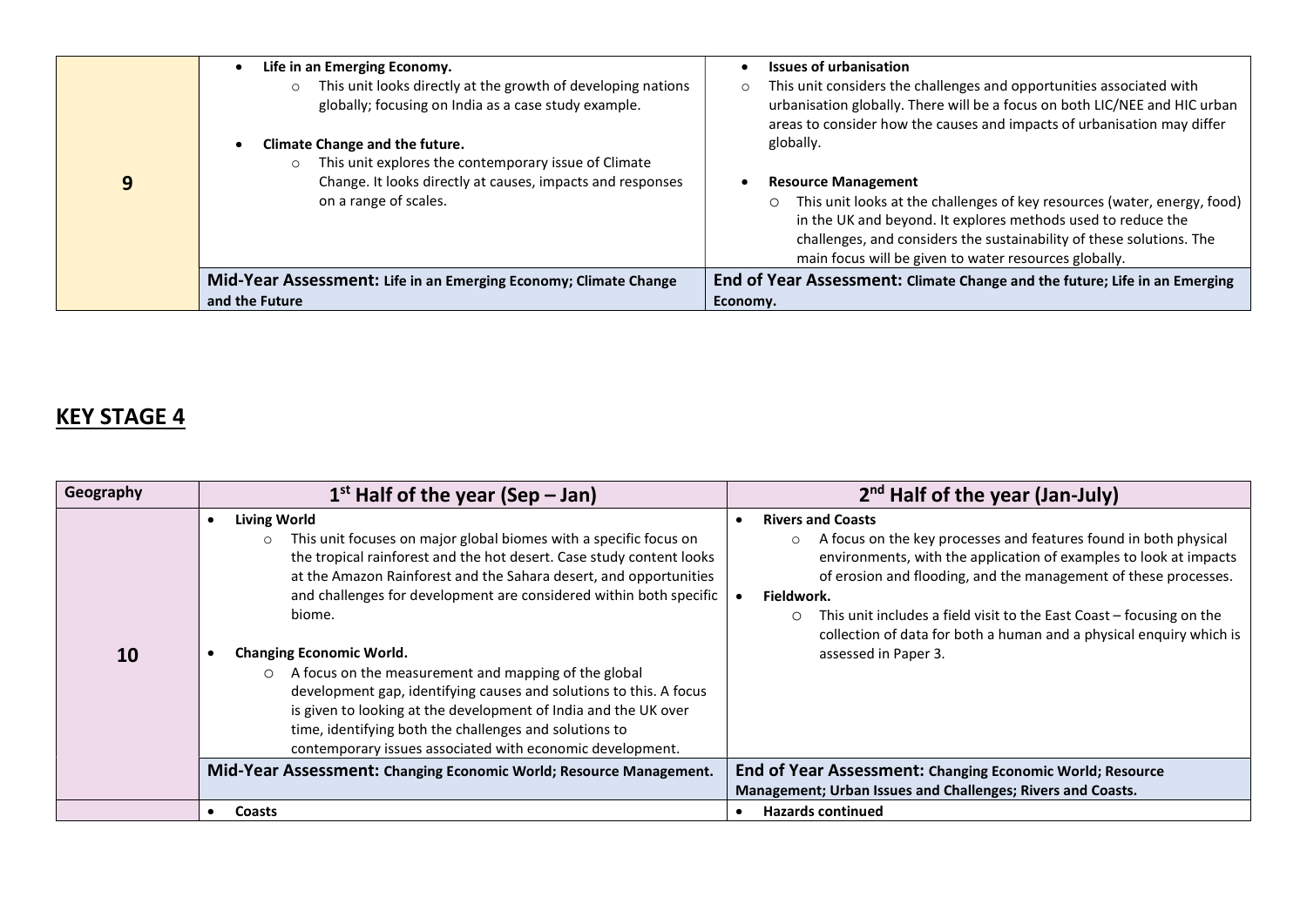| | | |
|---|---|---|
| **9** | • **Life in an Emerging Economy.**<br>○ This unit looks directly at the growth of developing nations globally; focusing on India as a case study example.<br><br>• **Climate Change and the future.**<br>○ This unit explores the contemporary issue of Climate Change. It looks directly at causes, impacts and responses on a range of scales. | • **Issues of urbanisation**<br>○ This unit considers the challenges and opportunities associated with urbanisation globally. There will be a focus on both LIC/NEE and HIC urban areas to consider how the causes and impacts of urbanisation may differ globally.<br><br>• **Resource Management**<br>○ This unit looks at the challenges of key resources (water, energy, food) in the UK and beyond. It explores methods used to reduce the challenges, and considers the sustainability of these solutions. The main focus will be given to water resources globally. |
| | **Mid-Year Assessment: Life in an Emerging Economy; Climate Change and the Future** | **End of Year Assessment: Climate Change and the future; Life in an Emerging Economy.** |

## KEY STAGE 4

| Geography | 1st Half of the year (Sep – Jan) | 2nd Half of the year (Jan-July) |
|---|---|---|
| **10** | • **Living World**<br>○ This unit focuses on major global biomes with a specific focus on the tropical rainforest and the hot desert. Case study content looks at the Amazon Rainforest and the Sahara desert, and opportunities and challenges for development are considered within both specific biome.<br><br>• **Changing Economic World.**<br>○ A focus on the measurement and mapping of the global development gap, identifying causes and solutions to this. A focus is given to looking at the development of India and the UK over time, identifying both the challenges and solutions to contemporary issues associated with economic development. | • **Rivers and Coasts**<br>○ A focus on the key processes and features found in both physical environments, with the application of examples to look at impacts of erosion and flooding, and the management of these processes.<br>• **Fieldwork.**<br>○ This unit includes a field visit to the East Coast – focusing on the collection of data for both a human and a physical enquiry which is assessed in Paper 3. |
| | **Mid-Year Assessment: Changing Economic World; Resource Management.** | **End of Year Assessment: Changing Economic World; Resource Management; Urban Issues and Challenges; Rivers and Coasts.** |
| | • **Coasts** | • **Hazards continued** |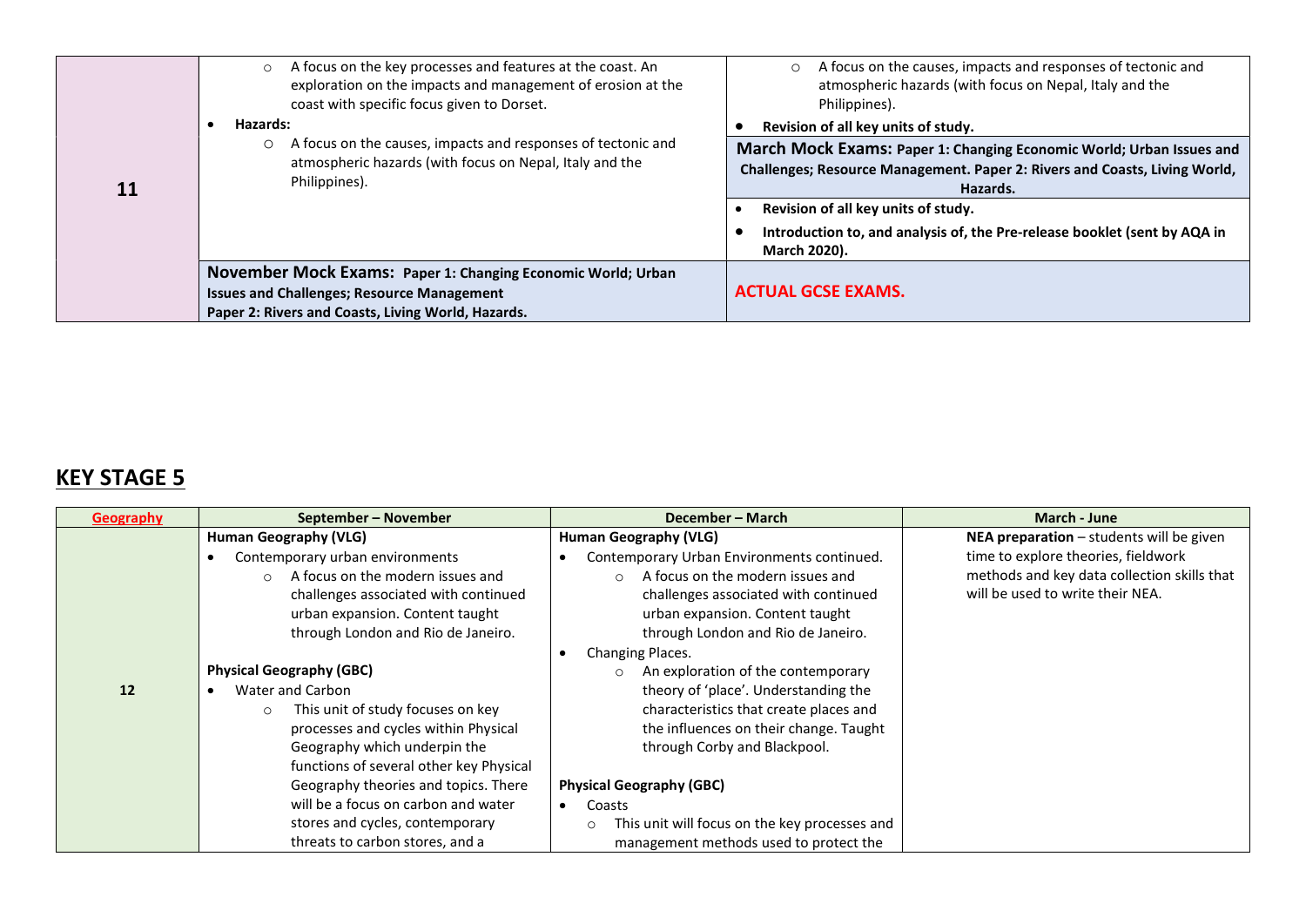| | | |
|---|---|---|
| **11** | ○ A focus on the key processes and features at the coast. An exploration on the impacts and management of erosion at the coast with specific focus given to Dorset.<br>• **Hazards:**<br>○ A focus on the causes, impacts and responses of tectonic and atmospheric hazards (with focus on Nepal, Italy and the Philippines). | ○ A focus on the causes, impacts and responses of tectonic and atmospheric hazards (with focus on Nepal, Italy and the Philippines).<br>• **Revision of all key units of study.**<br>**March Mock Exams: Paper 1: Changing Economic World; Urban Issues and Challenges; Resource Management. Paper 2: Rivers and Coasts, Living World, Hazards.**<br>• **Revision of all key units of study.**<br>• **Introduction to, and analysis of, the Pre-release booklet (sent by AQA in March 2020).** |
| | **November Mock Exams: Paper 1: Changing Economic World; Urban Issues and Challenges; Resource Management**<br>**Paper 2: Rivers and Coasts, Living World, Hazards.** | **ACTUAL GCSE EXAMS.** |

## KEY STAGE 5

| Geography | September – November | December – March | March - June |
|---|---|---|---|
| **12** | **Human Geography (VLG)**<br>• Contemporary urban environments<br>○ A focus on the modern issues and challenges associated with continued urban expansion. Content taught through London and Rio de Janeiro.<br><br>**Physical Geography (GBC)**<br>• Water and Carbon<br>○ This unit of study focuses on key processes and cycles within Physical Geography which underpin the functions of several other key Physical Geography theories and topics. There will be a focus on carbon and water stores and cycles, contemporary threats to carbon stores, and a | **Human Geography (VLG)**<br>• Contemporary Urban Environments continued.<br>○ A focus on the modern issues and challenges associated with continued urban expansion. Content taught through London and Rio de Janeiro.<br>• Changing Places.<br>○ An exploration of the contemporary theory of 'place'. Understanding the characteristics that create places and the influences on their change. Taught through Corby and Blackpool.<br><br>**Physical Geography (GBC)**<br>• Coasts<br>○ This unit will focus on the key processes and management methods used to protect the | **NEA preparation** – students will be given time to explore theories, fieldwork methods and key data collection skills that will be used to write their NEA. |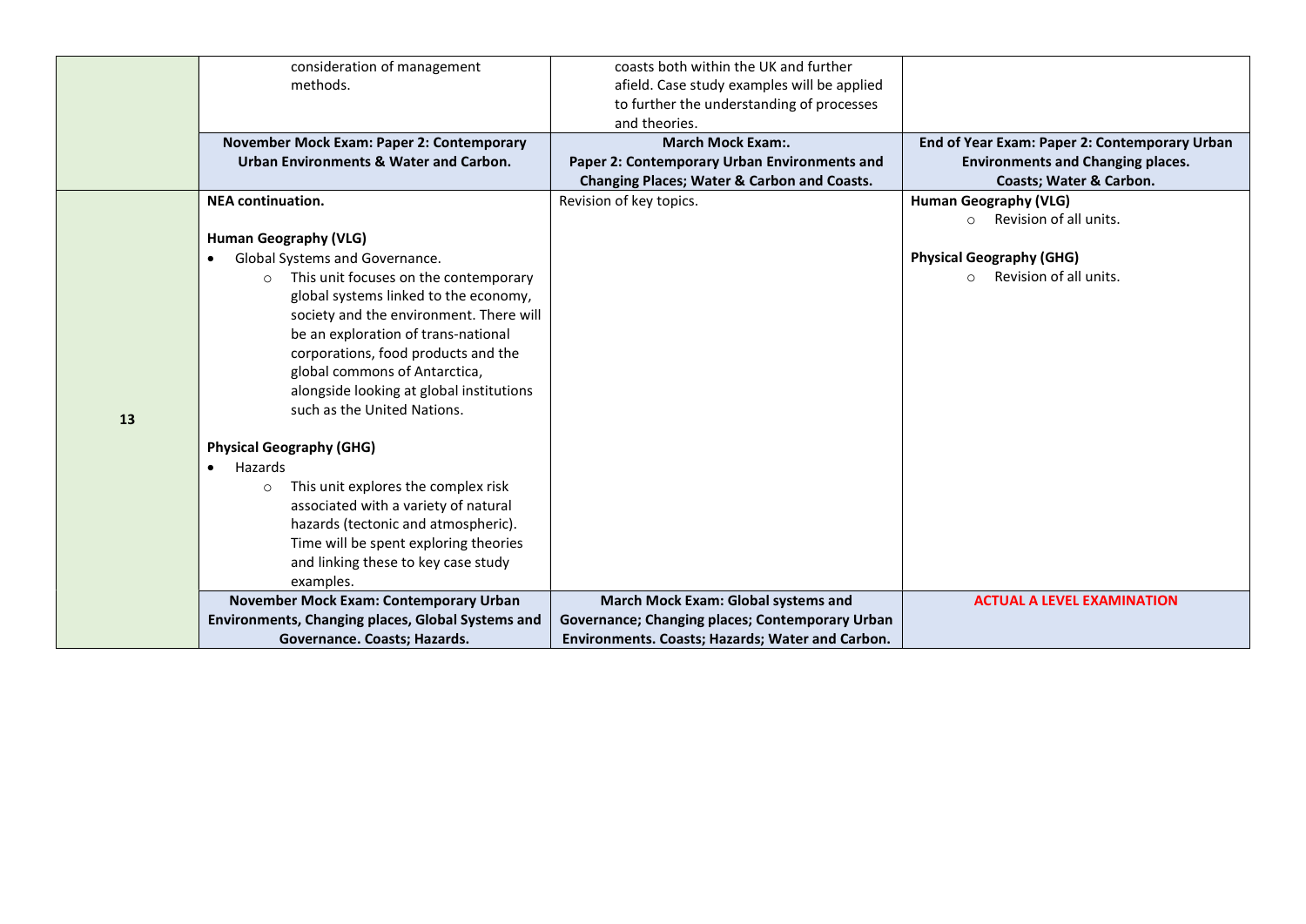| | | | |
|---|---|---|---|
| | consideration of management methods. | coasts both within the UK and further afield. Case study examples will be applied to further the understanding of processes and theories. | |
| | **November Mock Exam: Paper 2: Contemporary Urban Environments & Water and Carbon.** | **March Mock Exam:. Paper 2: Contemporary Urban Environments and Changing Places; Water & Carbon and Coasts.** | **End of Year Exam: Paper 2: Contemporary Urban Environments and Changing places. Coasts; Water & Carbon.** |
| **13** | **NEA continuation.**<br><br>**Human Geography (VLG)**<br>• Global Systems and Governance.<br>○ This unit focuses on the contemporary global systems linked to the economy, society and the environment. There will be an exploration of trans-national corporations, food products and the global commons of Antarctica, alongside looking at global institutions such as the United Nations.<br><br>**Physical Geography (GHG)**<br>• Hazards<br>○ This unit explores the complex risk associated with a variety of natural hazards (tectonic and atmospheric). Time will be spent exploring theories and linking these to key case study examples. | Revision of key topics. | **Human Geography (VLG)**<br>○ Revision of all units.<br><br>**Physical Geography (GHG)**<br>○ Revision of all units. |
| | **November Mock Exam: Contemporary Urban Environments, Changing places, Global Systems and Governance. Coasts; Hazards.** | **March Mock Exam: Global systems and Governance; Changing places; Contemporary Urban Environments. Coasts; Hazards; Water and Carbon.** | **ACTUAL A LEVEL EXAMINATION** |